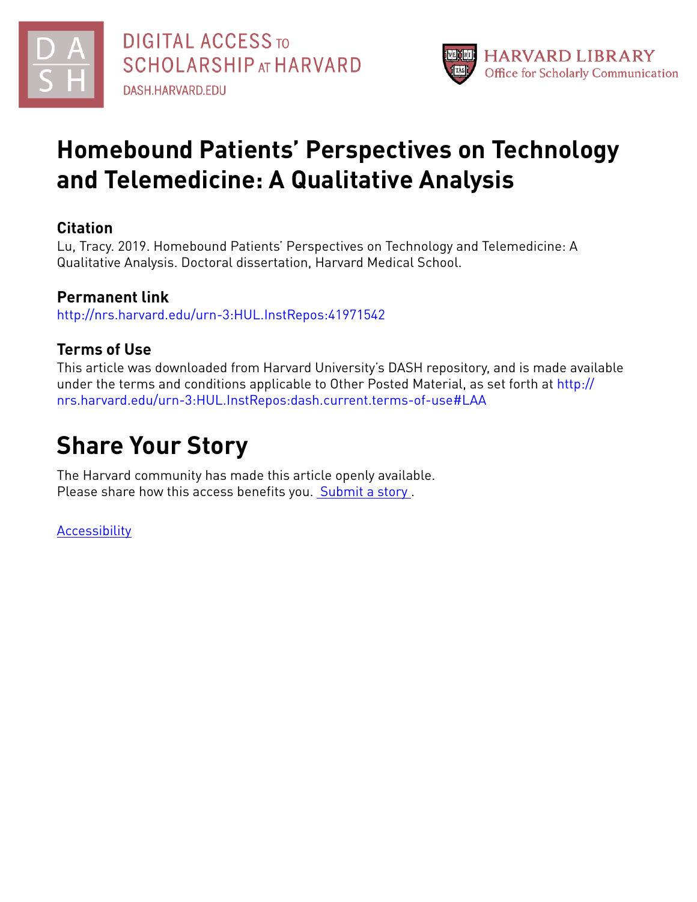DIGITAL ACCESS TO SCHOLARSHIP AT HARVARD

DASH.HARVARD.EDU

HARVARD LIBRARY
Office for Scholarly Communication

# Homebound Patients' Perspectives on Technology and Telemedicine: A Qualitative Analysis

## Citation

Lu, Tracy. 2019. Homebound Patients' Perspectives on Technology and Telemedicine: A Qualitative Analysis. Doctoral dissertation, Harvard Medical School.

## Permanent link

http://nrs.harvard.edu/urn-3:HUL.InstRepos:41971542

## Terms of Use

This article was downloaded from Harvard University's DASH repository, and is made available under the terms and conditions applicable to Other Posted Material, as set forth at http://nrs.harvard.edu/urn-3:HUL.InstRepos:dash.current.terms-of-use#LAA

# Share Your Story

The Harvard community has made this article openly available.
Please share how this access benefits you. Submit a story .

Accessibility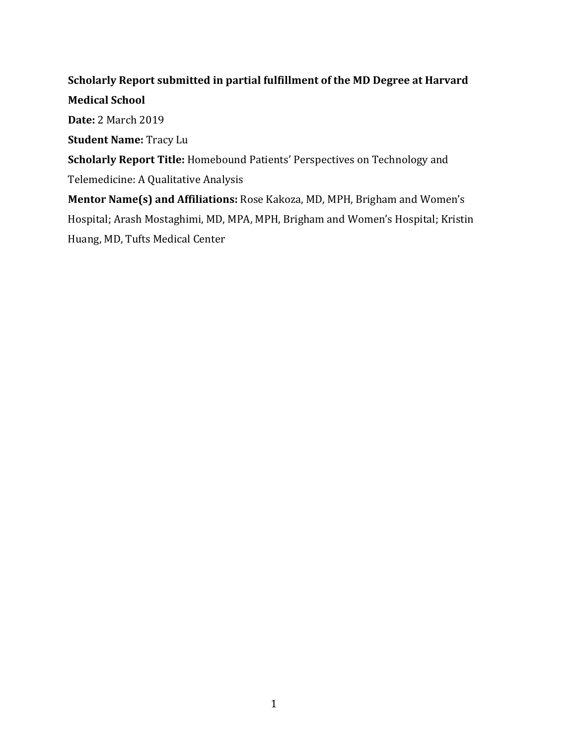**Scholarly Report submitted in partial fulfillment of the MD Degree at Harvard Medical School**

**Date:** 2 March 2019

**Student Name:** Tracy Lu

**Scholarly Report Title:** Homebound Patients' Perspectives on Technology and Telemedicine: A Qualitative Analysis

**Mentor Name(s) and Affiliations:** Rose Kakoza, MD, MPH, Brigham and Women's Hospital; Arash Mostaghimi, MD, MPA, MPH, Brigham and Women's Hospital; Kristin Huang, MD, Tufts Medical Center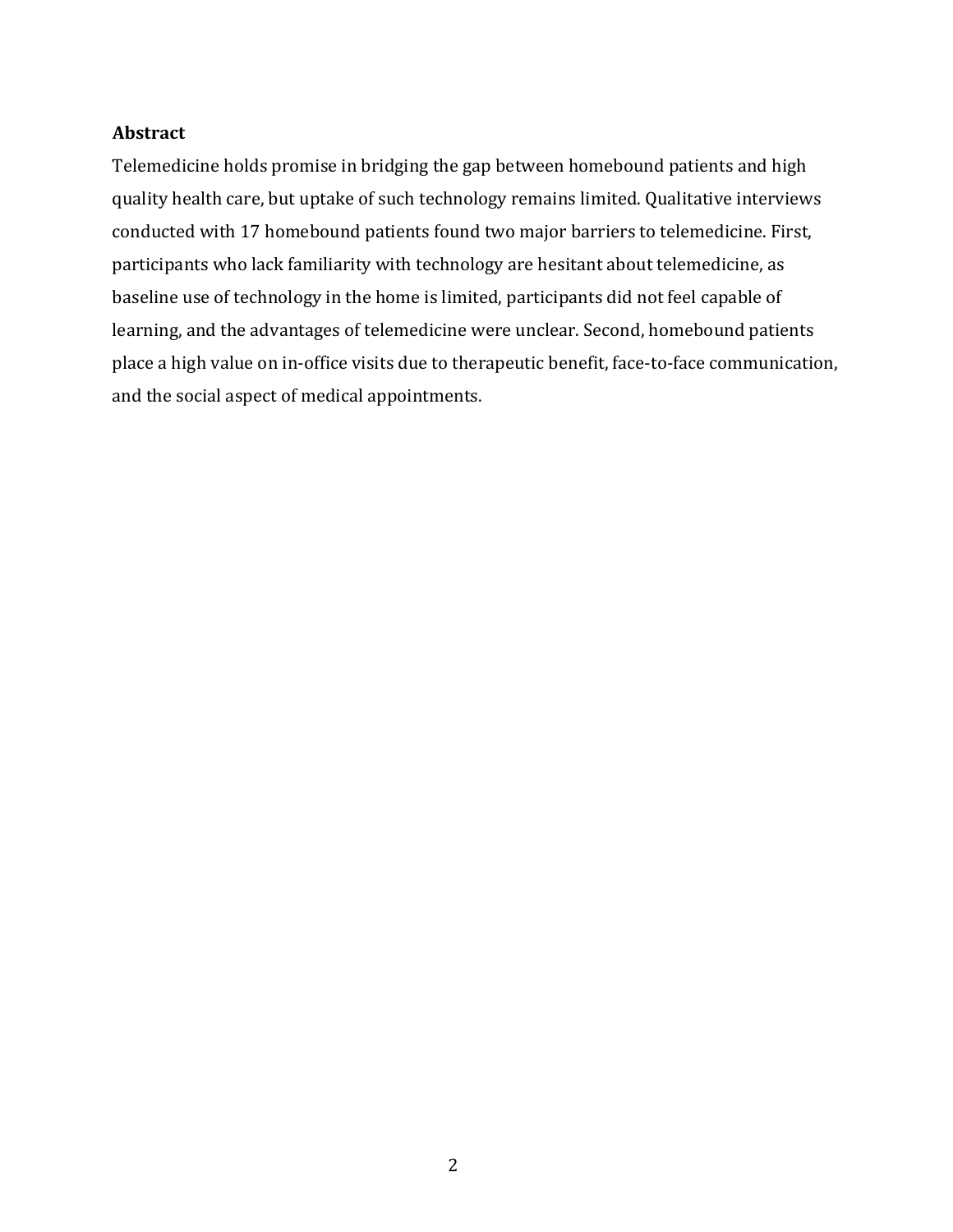## Abstract

Telemedicine holds promise in bridging the gap between homebound patients and high quality health care, but uptake of such technology remains limited. Qualitative interviews conducted with 17 homebound patients found two major barriers to telemedicine. First, participants who lack familiarity with technology are hesitant about telemedicine, as baseline use of technology in the home is limited, participants did not feel capable of learning, and the advantages of telemedicine were unclear. Second, homebound patients place a high value on in-office visits due to therapeutic benefit, face-to-face communication, and the social aspect of medical appointments.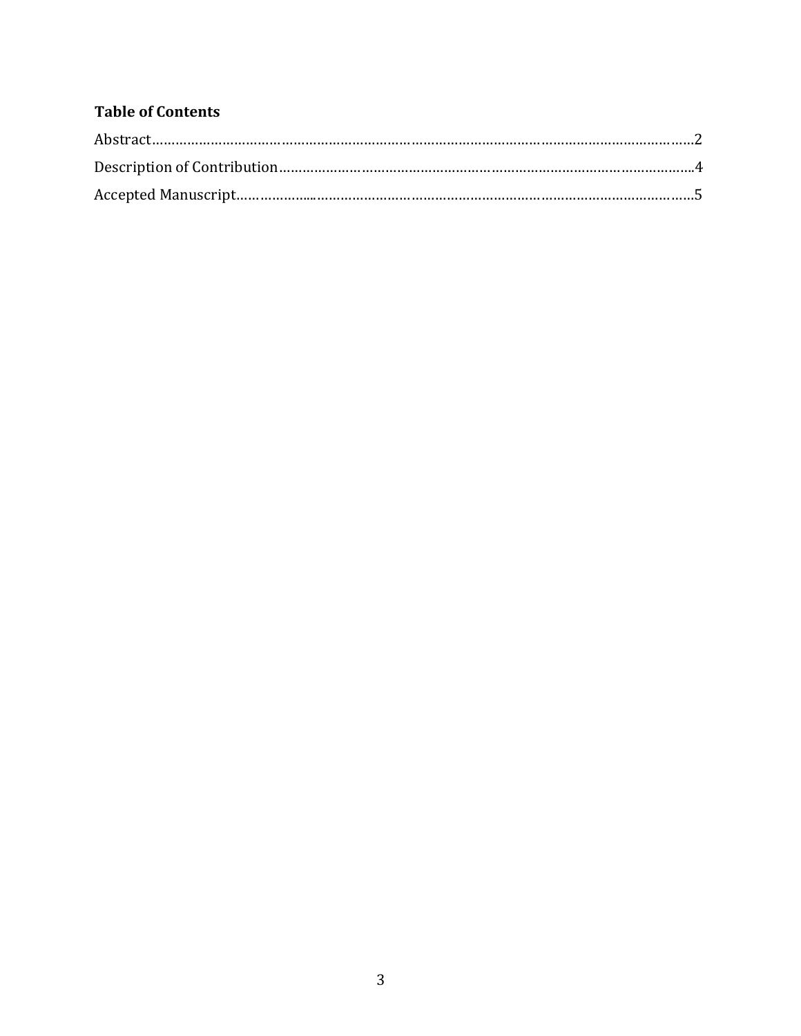**Table of Contents**

Abstract……………………………………………………………………………………………………………………2

Description of Contribution……………………………………………………………………………………………..4

Accepted Manuscript………………...……………………………………………………………………………………5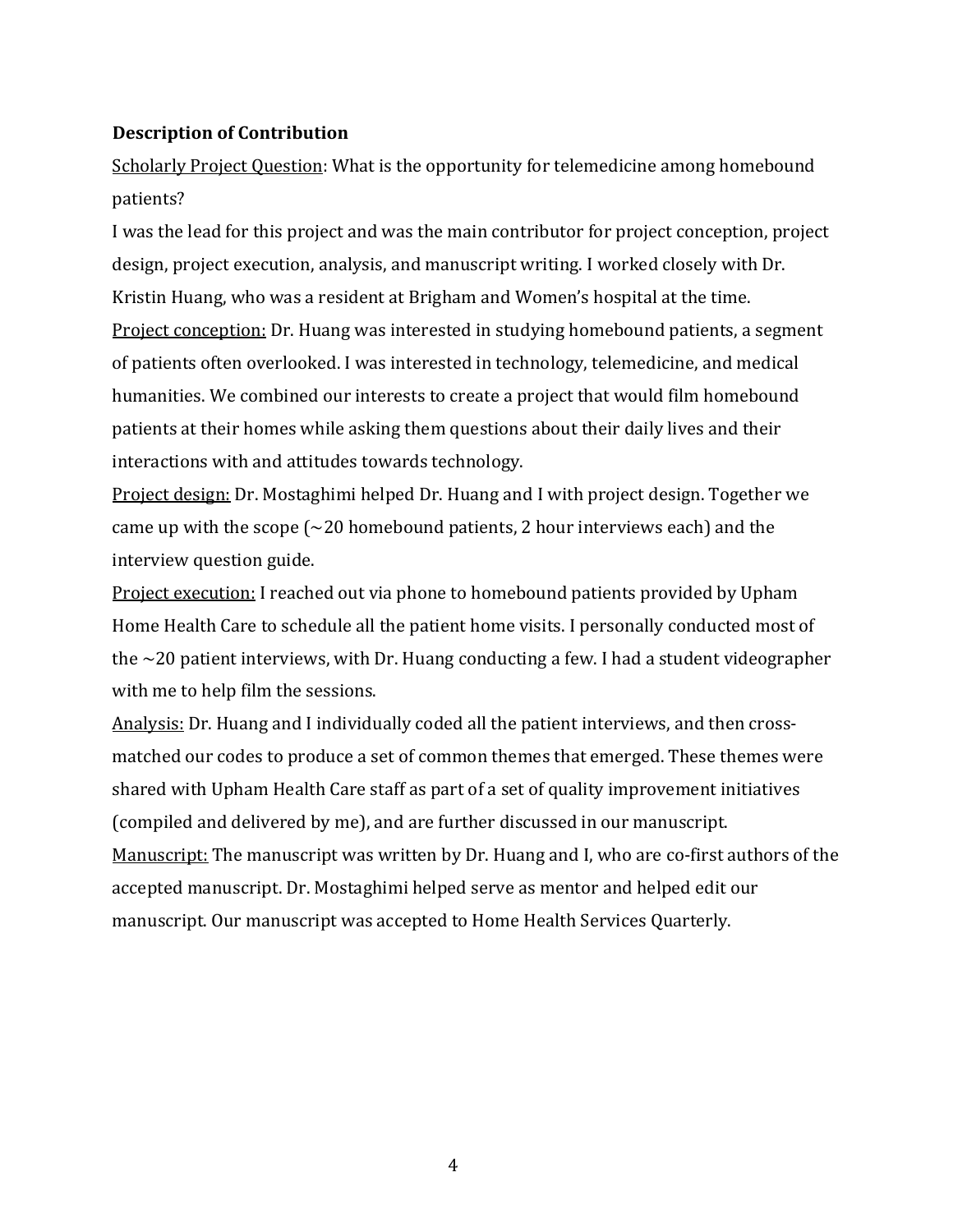**Description of Contribution**

Scholarly Project Question: What is the opportunity for telemedicine among homebound patients?

I was the lead for this project and was the main contributor for project conception, project design, project execution, analysis, and manuscript writing. I worked closely with Dr. Kristin Huang, who was a resident at Brigham and Women's hospital at the time.

Project conception: Dr. Huang was interested in studying homebound patients, a segment of patients often overlooked. I was interested in technology, telemedicine, and medical humanities. We combined our interests to create a project that would film homebound patients at their homes while asking them questions about their daily lives and their interactions with and attitudes towards technology.

Project design: Dr. Mostaghimi helped Dr. Huang and I with project design. Together we came up with the scope (~20 homebound patients, 2 hour interviews each) and the interview question guide.

Project execution: I reached out via phone to homebound patients provided by Upham Home Health Care to schedule all the patient home visits. I personally conducted most of the ~20 patient interviews, with Dr. Huang conducting a few. I had a student videographer with me to help film the sessions.

Analysis: Dr. Huang and I individually coded all the patient interviews, and then cross-matched our codes to produce a set of common themes that emerged. These themes were shared with Upham Health Care staff as part of a set of quality improvement initiatives (compiled and delivered by me), and are further discussed in our manuscript.

Manuscript: The manuscript was written by Dr. Huang and I, who are co-first authors of the accepted manuscript. Dr. Mostaghimi helped serve as mentor and helped edit our manuscript. Our manuscript was accepted to Home Health Services Quarterly.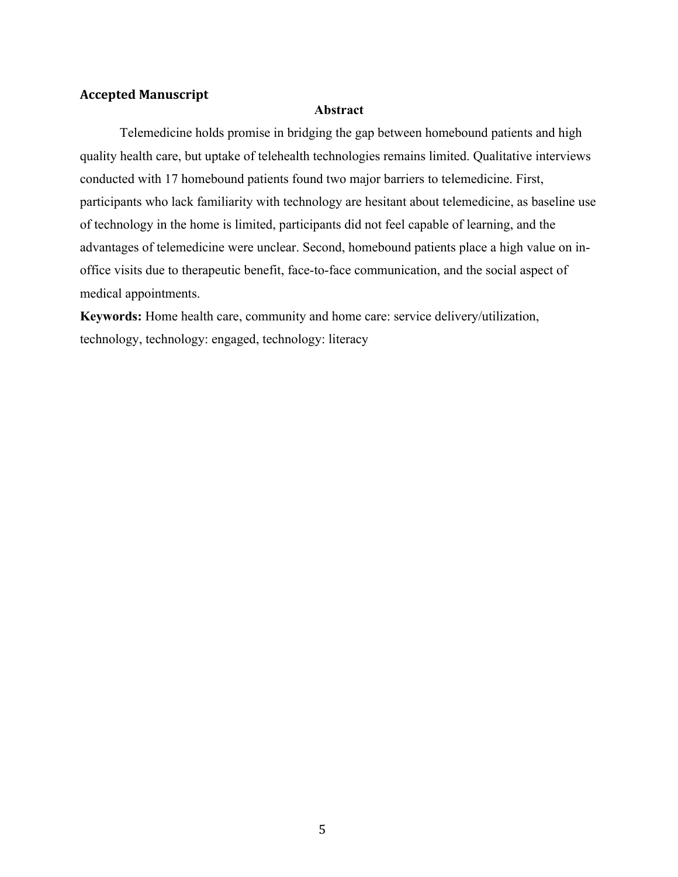**Accepted Manuscript**

## Abstract

Telemedicine holds promise in bridging the gap between homebound patients and high quality health care, but uptake of telehealth technologies remains limited. Qualitative interviews conducted with 17 homebound patients found two major barriers to telemedicine. First, participants who lack familiarity with technology are hesitant about telemedicine, as baseline use of technology in the home is limited, participants did not feel capable of learning, and the advantages of telemedicine were unclear. Second, homebound patients place a high value on in-office visits due to therapeutic benefit, face-to-face communication, and the social aspect of medical appointments.

**Keywords:** Home health care, community and home care: service delivery/utilization, technology, technology: engaged, technology: literacy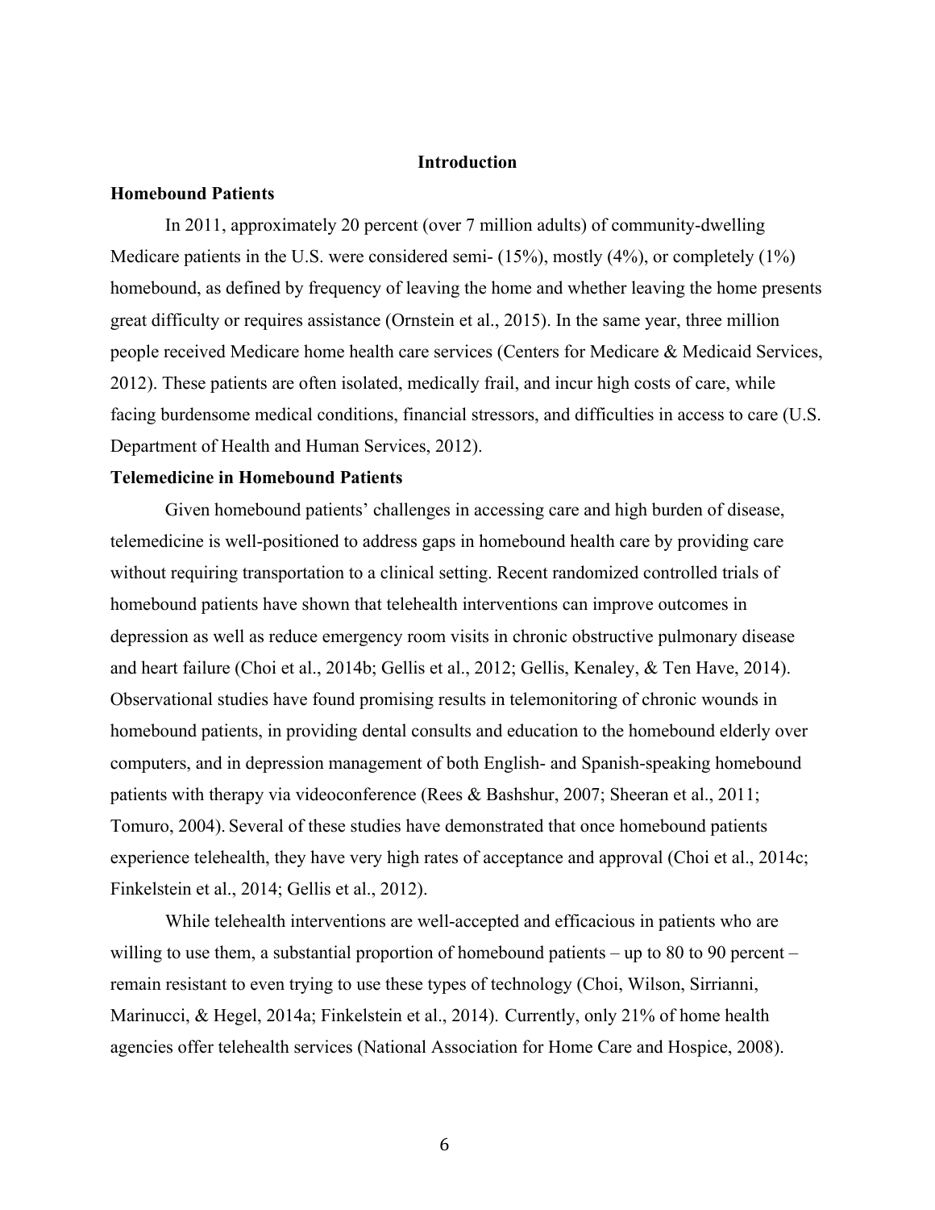# Introduction

## Homebound Patients

In 2011, approximately 20 percent (over 7 million adults) of community-dwelling Medicare patients in the U.S. were considered semi- (15%), mostly (4%), or completely (1%) homebound, as defined by frequency of leaving the home and whether leaving the home presents great difficulty or requires assistance (Ornstein et al., 2015). In the same year, three million people received Medicare home health care services (Centers for Medicare & Medicaid Services, 2012). These patients are often isolated, medically frail, and incur high costs of care, while facing burdensome medical conditions, financial stressors, and difficulties in access to care (U.S. Department of Health and Human Services, 2012).

## Telemedicine in Homebound Patients

Given homebound patients' challenges in accessing care and high burden of disease, telemedicine is well-positioned to address gaps in homebound health care by providing care without requiring transportation to a clinical setting. Recent randomized controlled trials of homebound patients have shown that telehealth interventions can improve outcomes in depression as well as reduce emergency room visits in chronic obstructive pulmonary disease and heart failure (Choi et al., 2014b; Gellis et al., 2012; Gellis, Kenaley, & Ten Have, 2014). Observational studies have found promising results in telemonitoring of chronic wounds in homebound patients, in providing dental consults and education to the homebound elderly over computers, and in depression management of both English- and Spanish-speaking homebound patients with therapy via videoconference (Rees & Bashshur, 2007; Sheeran et al., 2011; Tomuro, 2004). Several of these studies have demonstrated that once homebound patients experience telehealth, they have very high rates of acceptance and approval (Choi et al., 2014c; Finkelstein et al., 2014; Gellis et al., 2012).

While telehealth interventions are well-accepted and efficacious in patients who are willing to use them, a substantial proportion of homebound patients – up to 80 to 90 percent – remain resistant to even trying to use these types of technology (Choi, Wilson, Sirrianni, Marinucci, & Hegel, 2014a; Finkelstein et al., 2014). Currently, only 21% of home health agencies offer telehealth services (National Association for Home Care and Hospice, 2008).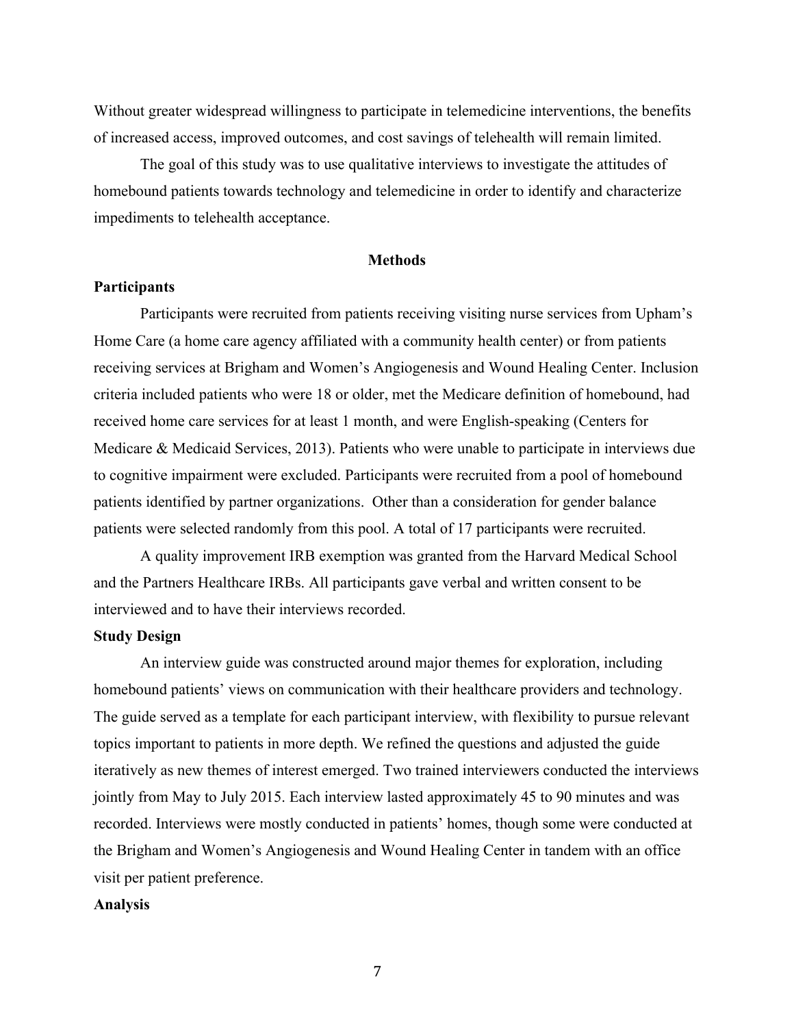Without greater widespread willingness to participate in telemedicine interventions, the benefits of increased access, improved outcomes, and cost savings of telehealth will remain limited.

The goal of this study was to use qualitative interviews to investigate the attitudes of homebound patients towards technology and telemedicine in order to identify and characterize impediments to telehealth acceptance.

## Methods

### Participants

Participants were recruited from patients receiving visiting nurse services from Upham's Home Care (a home care agency affiliated with a community health center) or from patients receiving services at Brigham and Women's Angiogenesis and Wound Healing Center. Inclusion criteria included patients who were 18 or older, met the Medicare definition of homebound, had received home care services for at least 1 month, and were English-speaking (Centers for Medicare & Medicaid Services, 2013). Patients who were unable to participate in interviews due to cognitive impairment were excluded. Participants were recruited from a pool of homebound patients identified by partner organizations. Other than a consideration for gender balance patients were selected randomly from this pool. A total of 17 participants were recruited.

A quality improvement IRB exemption was granted from the Harvard Medical School and the Partners Healthcare IRBs. All participants gave verbal and written consent to be interviewed and to have their interviews recorded.

### Study Design

An interview guide was constructed around major themes for exploration, including homebound patients' views on communication with their healthcare providers and technology. The guide served as a template for each participant interview, with flexibility to pursue relevant topics important to patients in more depth. We refined the questions and adjusted the guide iteratively as new themes of interest emerged. Two trained interviewers conducted the interviews jointly from May to July 2015. Each interview lasted approximately 45 to 90 minutes and was recorded. Interviews were mostly conducted in patients' homes, though some were conducted at the Brigham and Women's Angiogenesis and Wound Healing Center in tandem with an office visit per patient preference.

### Analysis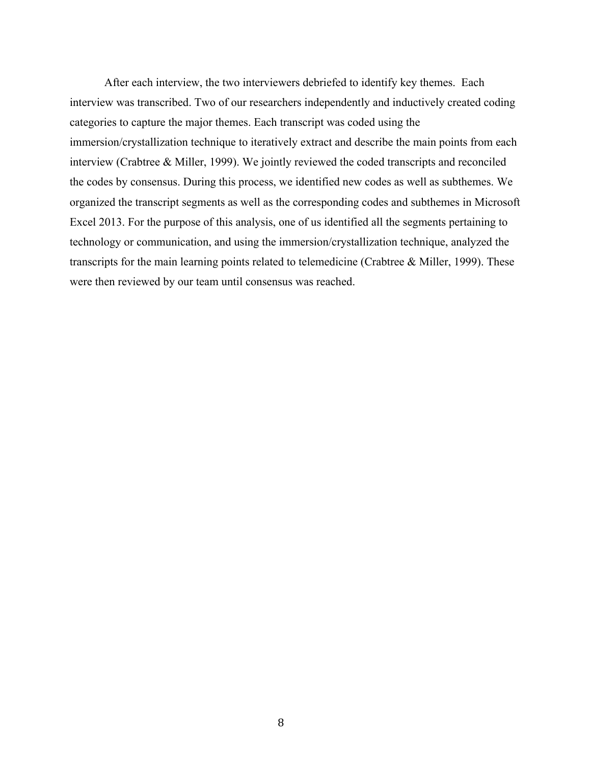After each interview, the two interviewers debriefed to identify key themes.  Each interview was transcribed. Two of our researchers independently and inductively created coding categories to capture the major themes. Each transcript was coded using the immersion/crystallization technique to iteratively extract and describe the main points from each interview (Crabtree & Miller, 1999). We jointly reviewed the coded transcripts and reconciled the codes by consensus. During this process, we identified new codes as well as subthemes. We organized the transcript segments as well as the corresponding codes and subthemes in Microsoft Excel 2013. For the purpose of this analysis, one of us identified all the segments pertaining to technology or communication, and using the immersion/crystallization technique, analyzed the transcripts for the main learning points related to telemedicine (Crabtree & Miller, 1999). These were then reviewed by our team until consensus was reached.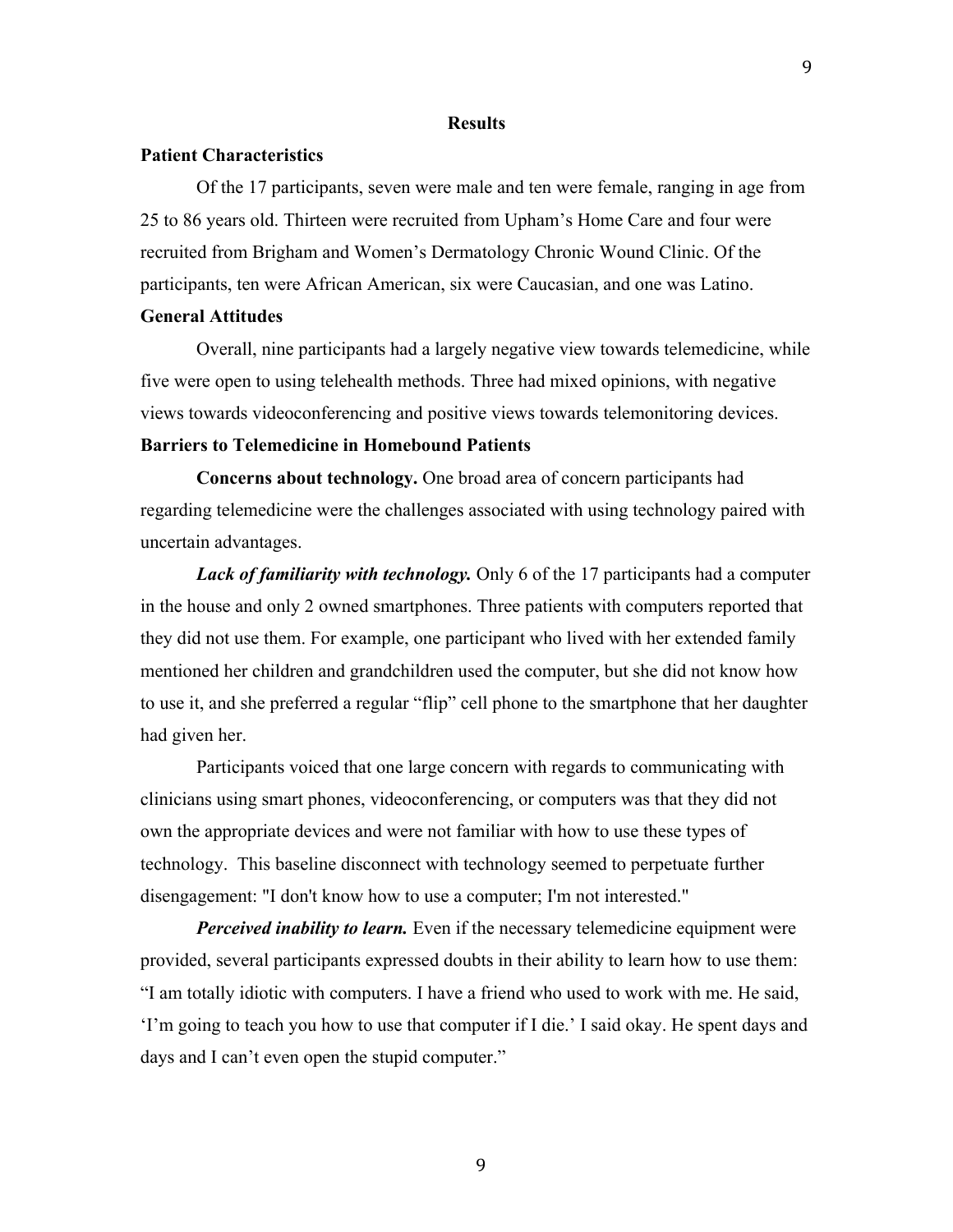## Results

### Patient Characteristics

Of the 17 participants, seven were male and ten were female, ranging in age from 25 to 86 years old. Thirteen were recruited from Upham's Home Care and four were recruited from Brigham and Women's Dermatology Chronic Wound Clinic. Of the participants, ten were African American, six were Caucasian, and one was Latino.

### General Attitudes

Overall, nine participants had a largely negative view towards telemedicine, while five were open to using telehealth methods. Three had mixed opinions, with negative views towards videoconferencing and positive views towards telemonitoring devices.

### Barriers to Telemedicine in Homebound Patients

**Concerns about technology.** One broad area of concern participants had regarding telemedicine were the challenges associated with using technology paired with uncertain advantages.

***Lack of familiarity with technology.*** Only 6 of the 17 participants had a computer in the house and only 2 owned smartphones. Three patients with computers reported that they did not use them. For example, one participant who lived with her extended family mentioned her children and grandchildren used the computer, but she did not know how to use it, and she preferred a regular "flip" cell phone to the smartphone that her daughter had given her.

Participants voiced that one large concern with regards to communicating with clinicians using smart phones, videoconferencing, or computers was that they did not own the appropriate devices and were not familiar with how to use these types of technology. This baseline disconnect with technology seemed to perpetuate further disengagement: "I don't know how to use a computer; I'm not interested."

***Perceived inability to learn.*** Even if the necessary telemedicine equipment were provided, several participants expressed doubts in their ability to learn how to use them: "I am totally idiotic with computers. I have a friend who used to work with me. He said, 'I'm going to teach you how to use that computer if I die.' I said okay. He spent days and days and I can't even open the stupid computer."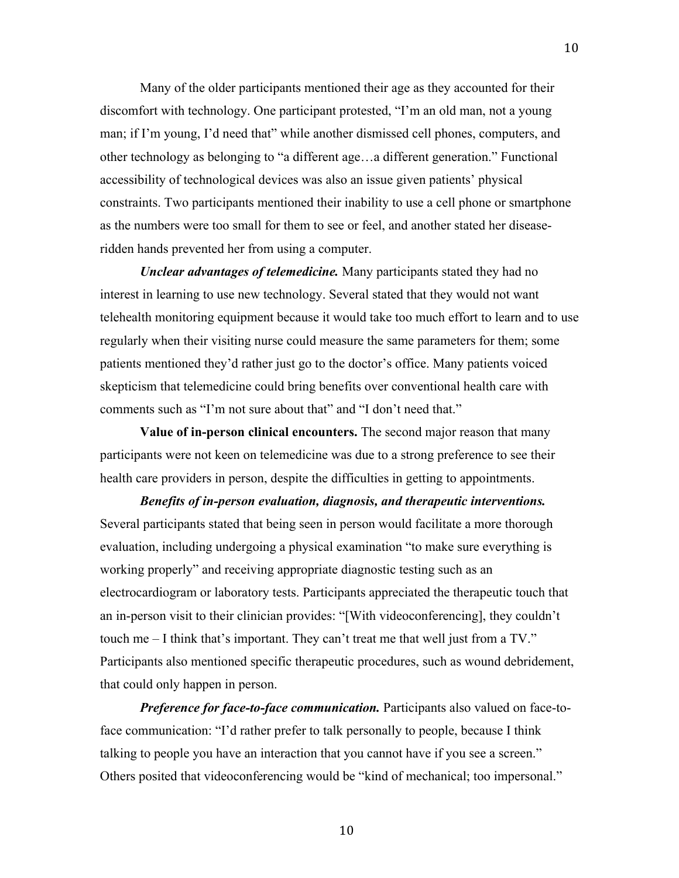Many of the older participants mentioned their age as they accounted for their discomfort with technology. One participant protested, "I'm an old man, not a young man; if I'm young, I'd need that" while another dismissed cell phones, computers, and other technology as belonging to "a different age…a different generation." Functional accessibility of technological devices was also an issue given patients' physical constraints. Two participants mentioned their inability to use a cell phone or smartphone as the numbers were too small for them to see or feel, and another stated her disease-ridden hands prevented her from using a computer.

***Unclear advantages of telemedicine.*** Many participants stated they had no interest in learning to use new technology. Several stated that they would not want telehealth monitoring equipment because it would take too much effort to learn and to use regularly when their visiting nurse could measure the same parameters for them; some patients mentioned they'd rather just go to the doctor's office. Many patients voiced skepticism that telemedicine could bring benefits over conventional health care with comments such as "I'm not sure about that" and "I don't need that."

**Value of in-person clinical encounters.** The second major reason that many participants were not keen on telemedicine was due to a strong preference to see their health care providers in person, despite the difficulties in getting to appointments.

***Benefits of in-person evaluation, diagnosis, and therapeutic interventions.*** Several participants stated that being seen in person would facilitate a more thorough evaluation, including undergoing a physical examination "to make sure everything is working properly" and receiving appropriate diagnostic testing such as an electrocardiogram or laboratory tests. Participants appreciated the therapeutic touch that an in-person visit to their clinician provides: "[With videoconferencing], they couldn't touch me – I think that's important. They can't treat me that well just from a TV." Participants also mentioned specific therapeutic procedures, such as wound debridement, that could only happen in person.

***Preference for face-to-face communication.*** Participants also valued on face-to-face communication: "I'd rather prefer to talk personally to people, because I think talking to people you have an interaction that you cannot have if you see a screen." Others posited that videoconferencing would be "kind of mechanical; too impersonal."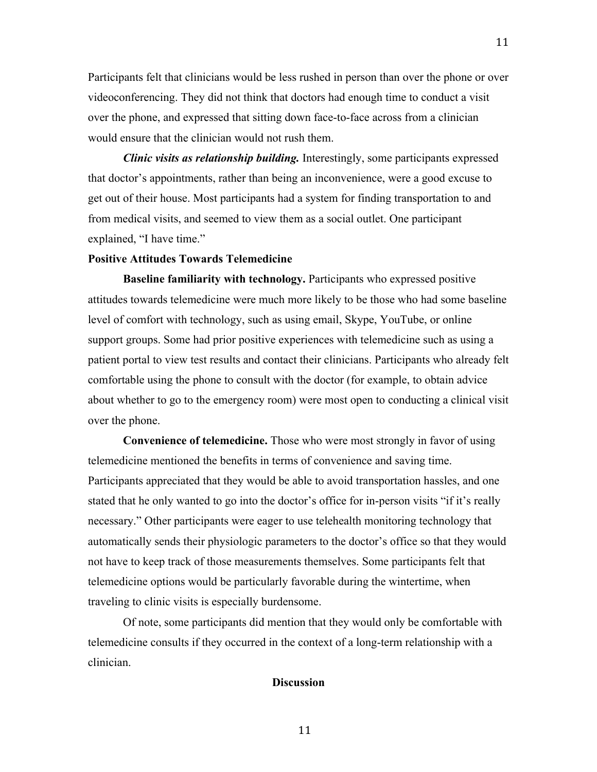Participants felt that clinicians would be less rushed in person than over the phone or over videoconferencing. They did not think that doctors had enough time to conduct a visit over the phone, and expressed that sitting down face-to-face across from a clinician would ensure that the clinician would not rush them.

***Clinic visits as relationship building.*** Interestingly, some participants expressed that doctor's appointments, rather than being an inconvenience, were a good excuse to get out of their house. Most participants had a system for finding transportation to and from medical visits, and seemed to view them as a social outlet. One participant explained, "I have time."

**Positive Attitudes Towards Telemedicine**

**Baseline familiarity with technology.** Participants who expressed positive attitudes towards telemedicine were much more likely to be those who had some baseline level of comfort with technology, such as using email, Skype, YouTube, or online support groups. Some had prior positive experiences with telemedicine such as using a patient portal to view test results and contact their clinicians. Participants who already felt comfortable using the phone to consult with the doctor (for example, to obtain advice about whether to go to the emergency room) were most open to conducting a clinical visit over the phone.

**Convenience of telemedicine.** Those who were most strongly in favor of using telemedicine mentioned the benefits in terms of convenience and saving time. Participants appreciated that they would be able to avoid transportation hassles, and one stated that he only wanted to go into the doctor's office for in-person visits "if it's really necessary." Other participants were eager to use telehealth monitoring technology that automatically sends their physiologic parameters to the doctor's office so that they would not have to keep track of those measurements themselves. Some participants felt that telemedicine options would be particularly favorable during the wintertime, when traveling to clinic visits is especially burdensome.

Of note, some participants did mention that they would only be comfortable with telemedicine consults if they occurred in the context of a long-term relationship with a clinician.

## Discussion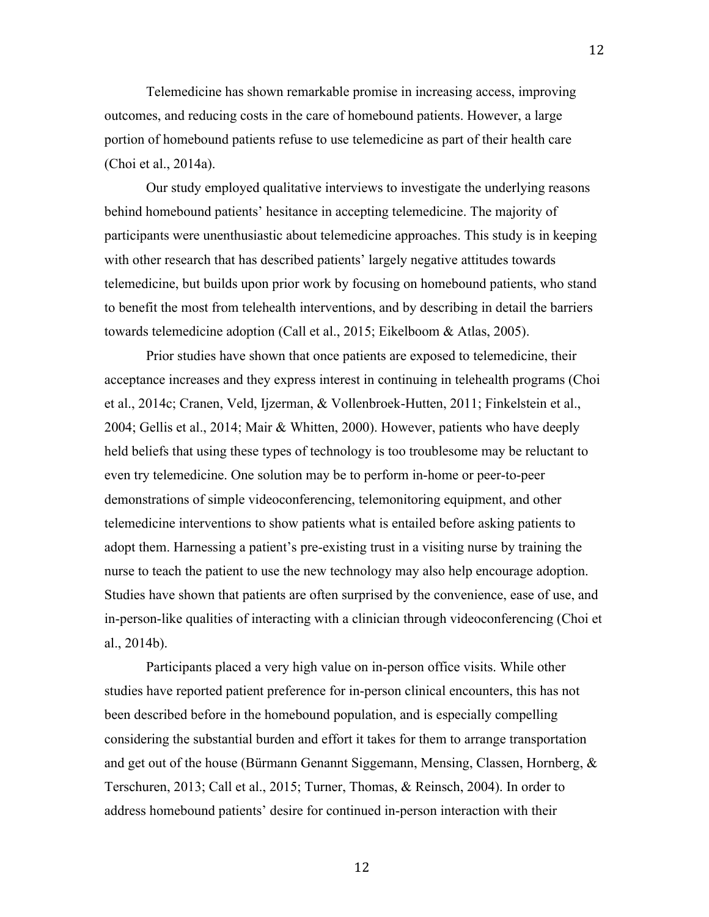Telemedicine has shown remarkable promise in increasing access, improving outcomes, and reducing costs in the care of homebound patients. However, a large portion of homebound patients refuse to use telemedicine as part of their health care (Choi et al., 2014a).

Our study employed qualitative interviews to investigate the underlying reasons behind homebound patients' hesitance in accepting telemedicine. The majority of participants were unenthusiastic about telemedicine approaches. This study is in keeping with other research that has described patients' largely negative attitudes towards telemedicine, but builds upon prior work by focusing on homebound patients, who stand to benefit the most from telehealth interventions, and by describing in detail the barriers towards telemedicine adoption (Call et al., 2015; Eikelboom & Atlas, 2005).

Prior studies have shown that once patients are exposed to telemedicine, their acceptance increases and they express interest in continuing in telehealth programs (Choi et al., 2014c; Cranen, Veld, Ijzerman, & Vollenbroek-Hutten, 2011; Finkelstein et al., 2004; Gellis et al., 2014; Mair & Whitten, 2000). However, patients who have deeply held beliefs that using these types of technology is too troublesome may be reluctant to even try telemedicine. One solution may be to perform in-home or peer-to-peer demonstrations of simple videoconferencing, telemonitoring equipment, and other telemedicine interventions to show patients what is entailed before asking patients to adopt them. Harnessing a patient's pre-existing trust in a visiting nurse by training the nurse to teach the patient to use the new technology may also help encourage adoption. Studies have shown that patients are often surprised by the convenience, ease of use, and in-person-like qualities of interacting with a clinician through videoconferencing (Choi et al., 2014b).

Participants placed a very high value on in-person office visits. While other studies have reported patient preference for in-person clinical encounters, this has not been described before in the homebound population, and is especially compelling considering the substantial burden and effort it takes for them to arrange transportation and get out of the house (Bürmann Genannt Siggemann, Mensing, Classen, Hornberg, & Terschuren, 2013; Call et al., 2015; Turner, Thomas, & Reinsch, 2004). In order to address homebound patients' desire for continued in-person interaction with their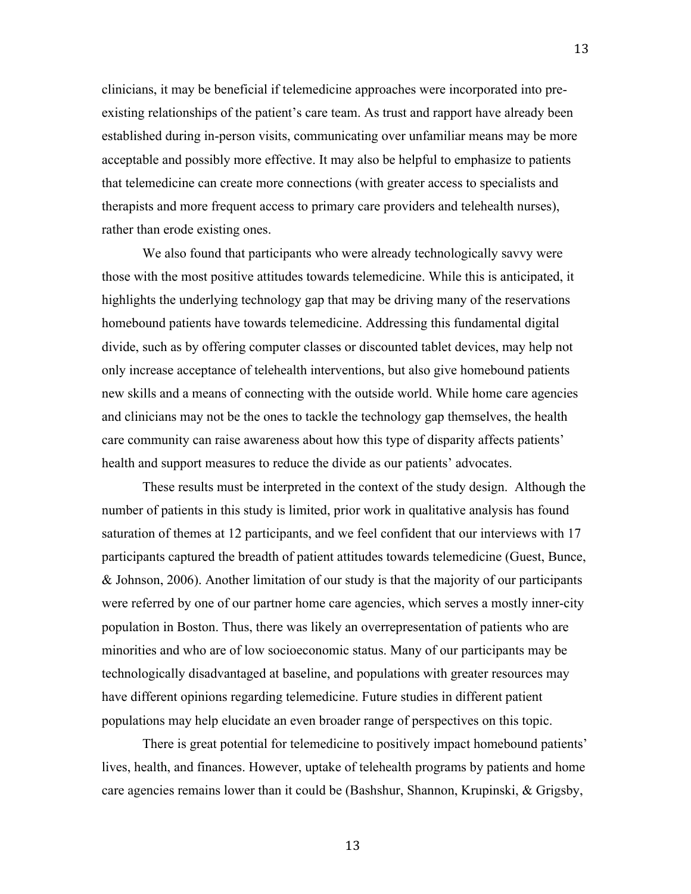clinicians, it may be beneficial if telemedicine approaches were incorporated into pre-existing relationships of the patient's care team. As trust and rapport have already been established during in-person visits, communicating over unfamiliar means may be more acceptable and possibly more effective. It may also be helpful to emphasize to patients that telemedicine can create more connections (with greater access to specialists and therapists and more frequent access to primary care providers and telehealth nurses), rather than erode existing ones.

We also found that participants who were already technologically savvy were those with the most positive attitudes towards telemedicine. While this is anticipated, it highlights the underlying technology gap that may be driving many of the reservations homebound patients have towards telemedicine. Addressing this fundamental digital divide, such as by offering computer classes or discounted tablet devices, may help not only increase acceptance of telehealth interventions, but also give homebound patients new skills and a means of connecting with the outside world. While home care agencies and clinicians may not be the ones to tackle the technology gap themselves, the health care community can raise awareness about how this type of disparity affects patients' health and support measures to reduce the divide as our patients' advocates.

These results must be interpreted in the context of the study design. Although the number of patients in this study is limited, prior work in qualitative analysis has found saturation of themes at 12 participants, and we feel confident that our interviews with 17 participants captured the breadth of patient attitudes towards telemedicine (Guest, Bunce, & Johnson, 2006). Another limitation of our study is that the majority of our participants were referred by one of our partner home care agencies, which serves a mostly inner-city population in Boston. Thus, there was likely an overrepresentation of patients who are minorities and who are of low socioeconomic status. Many of our participants may be technologically disadvantaged at baseline, and populations with greater resources may have different opinions regarding telemedicine. Future studies in different patient populations may help elucidate an even broader range of perspectives on this topic.

There is great potential for telemedicine to positively impact homebound patients' lives, health, and finances. However, uptake of telehealth programs by patients and home care agencies remains lower than it could be (Bashshur, Shannon, Krupinski, & Grigsby,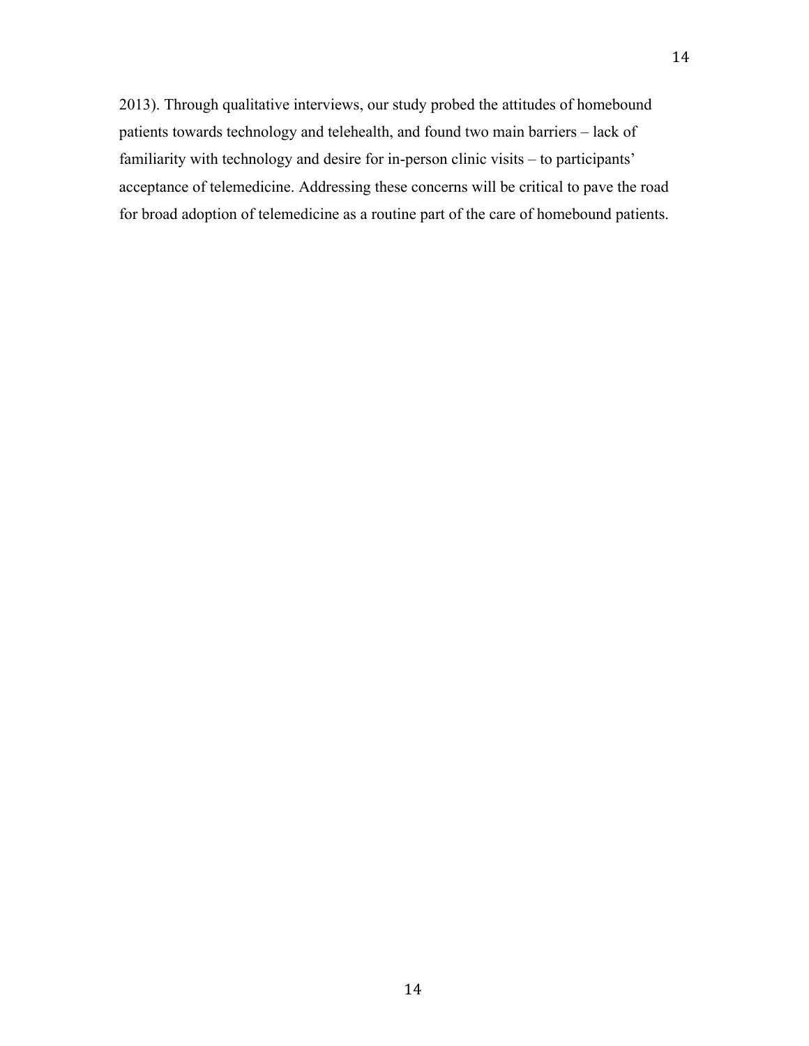2013). Through qualitative interviews, our study probed the attitudes of homebound patients towards technology and telehealth, and found two main barriers – lack of familiarity with technology and desire for in-person clinic visits – to participants' acceptance of telemedicine. Addressing these concerns will be critical to pave the road for broad adoption of telemedicine as a routine part of the care of homebound patients.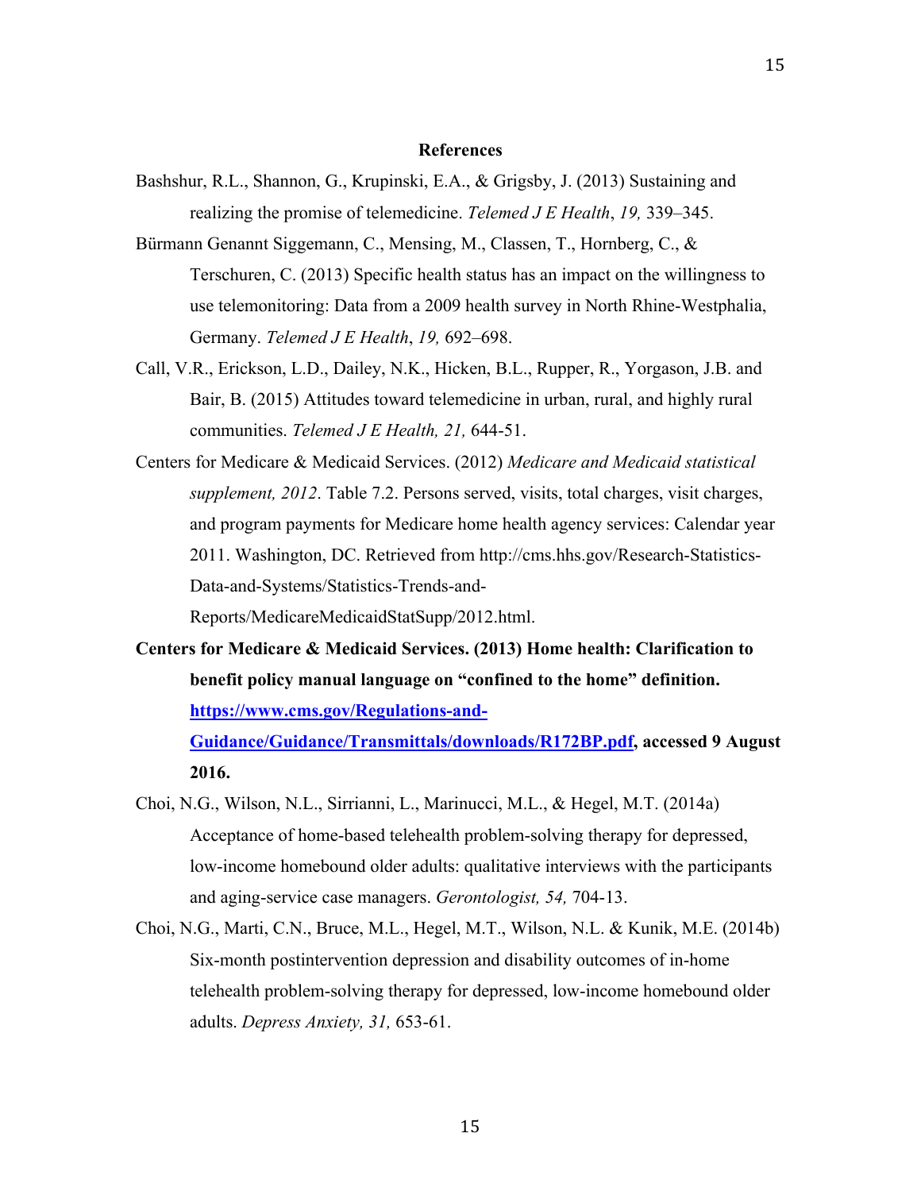## References

Bashshur, R.L., Shannon, G., Krupinski, E.A., & Grigsby, J. (2013) Sustaining and realizing the promise of telemedicine. *Telemed J E Health*, *19,* 339–345.

Bürmann Genannt Siggemann, C., Mensing, M., Classen, T., Hornberg, C., & Terschuren, C. (2013) Specific health status has an impact on the willingness to use telemonitoring: Data from a 2009 health survey in North Rhine-Westphalia, Germany. *Telemed J E Health*, *19,* 692–698.

Call, V.R., Erickson, L.D., Dailey, N.K., Hicken, B.L., Rupper, R., Yorgason, J.B. and Bair, B. (2015) Attitudes toward telemedicine in urban, rural, and highly rural communities. *Telemed J E Health, 21,* 644-51.

Centers for Medicare & Medicaid Services. (2012) *Medicare and Medicaid statistical supplement, 2012*. Table 7.2. Persons served, visits, total charges, visit charges, and program payments for Medicare home health agency services: Calendar year 2011. Washington, DC. Retrieved from http://cms.hhs.gov/Research-Statistics-Data-and-Systems/Statistics-Trends-and-Reports/MedicareMedicaidStatSupp/2012.html.

**Centers for Medicare & Medicaid Services. (2013) Home health: Clarification to benefit policy manual language on "confined to the home" definition. [https://www.cms.gov/Regulations-and-Guidance/Guidance/Transmittals/downloads/R172BP.pdf](https://www.cms.gov/Regulations-and-Guidance/Guidance/Transmittals/downloads/R172BP.pdf), accessed 9 August 2016.**

Choi, N.G., Wilson, N.L., Sirrianni, L., Marinucci, M.L., & Hegel, M.T. (2014a) Acceptance of home-based telehealth problem-solving therapy for depressed, low-income homebound older adults: qualitative interviews with the participants and aging-service case managers. *Gerontologist, 54,* 704-13.

Choi, N.G., Marti, C.N., Bruce, M.L., Hegel, M.T., Wilson, N.L. & Kunik, M.E. (2014b) Six-month postintervention depression and disability outcomes of in-home telehealth problem-solving therapy for depressed, low-income homebound older adults. *Depress Anxiety, 31,* 653-61.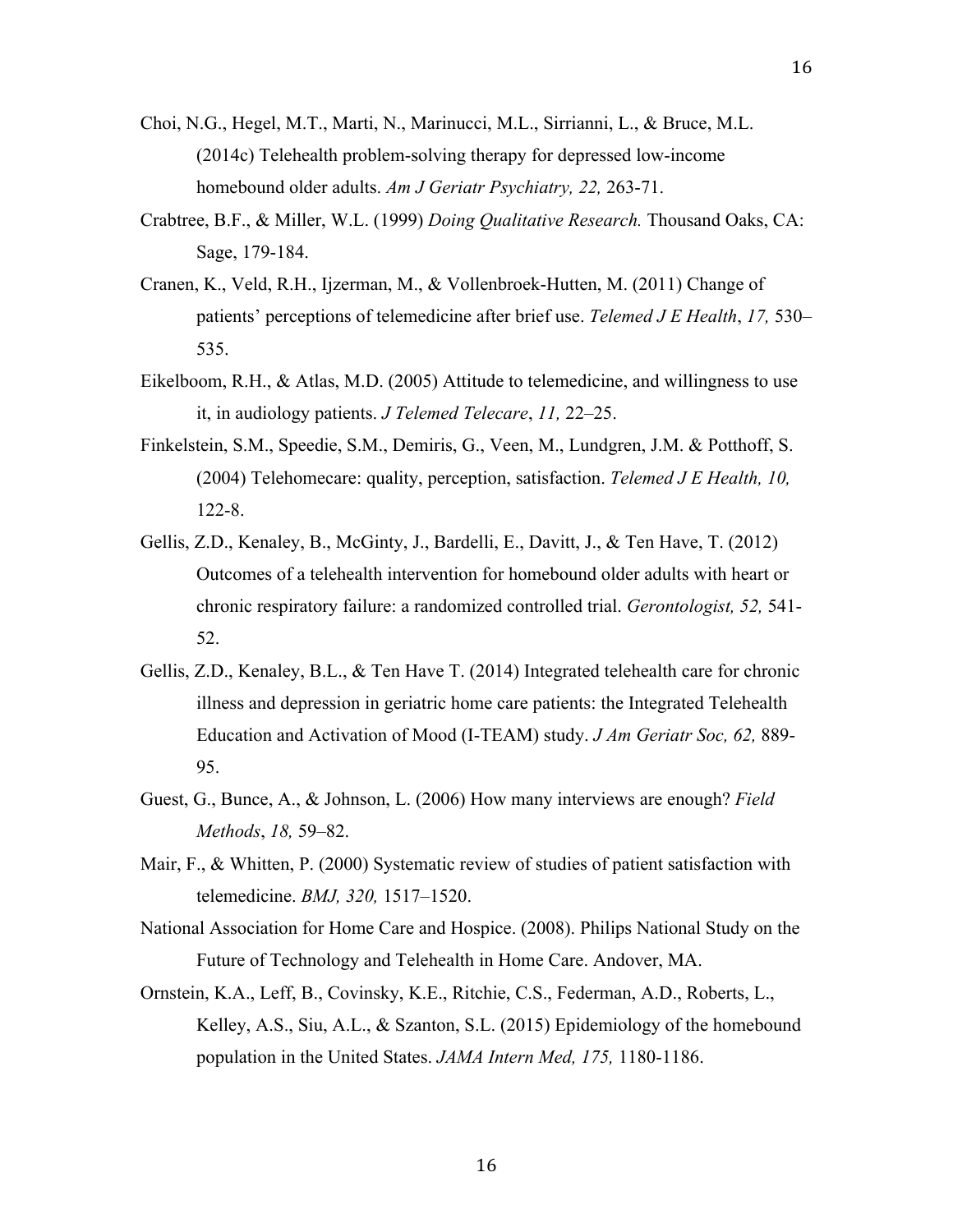Choi, N.G., Hegel, M.T., Marti, N., Marinucci, M.L., Sirrianni, L., & Bruce, M.L. (2014c) Telehealth problem-solving therapy for depressed low-income homebound older adults. *Am J Geriatr Psychiatry, 22,* 263-71.

Crabtree, B.F., & Miller, W.L. (1999) *Doing Qualitative Research.* Thousand Oaks, CA: Sage, 179-184.

Cranen, K., Veld, R.H., Ijzerman, M., & Vollenbroek-Hutten, M. (2011) Change of patients' perceptions of telemedicine after brief use. *Telemed J E Health*, *17,* 530–535.

Eikelboom, R.H., & Atlas, M.D. (2005) Attitude to telemedicine, and willingness to use it, in audiology patients. *J Telemed Telecare*, *11,* 22–25.

Finkelstein, S.M., Speedie, S.M., Demiris, G., Veen, M., Lundgren, J.M. & Potthoff, S. (2004) Telehomecare: quality, perception, satisfaction. *Telemed J E Health, 10,* 122-8.

Gellis, Z.D., Kenaley, B., McGinty, J., Bardelli, E., Davitt, J., & Ten Have, T. (2012) Outcomes of a telehealth intervention for homebound older adults with heart or chronic respiratory failure: a randomized controlled trial. *Gerontologist, 52,* 541-52.

Gellis, Z.D., Kenaley, B.L., & Ten Have T. (2014) Integrated telehealth care for chronic illness and depression in geriatric home care patients: the Integrated Telehealth Education and Activation of Mood (I-TEAM) study. *J Am Geriatr Soc, 62,* 889-95.

Guest, G., Bunce, A., & Johnson, L. (2006) How many interviews are enough? *Field Methods*, *18,* 59–82.

Mair, F., & Whitten, P. (2000) Systematic review of studies of patient satisfaction with telemedicine. *BMJ, 320,* 1517–1520.

National Association for Home Care and Hospice. (2008). Philips National Study on the Future of Technology and Telehealth in Home Care. Andover, MA.

Ornstein, K.A., Leff, B., Covinsky, K.E., Ritchie, C.S., Federman, A.D., Roberts, L., Kelley, A.S., Siu, A.L., & Szanton, S.L. (2015) Epidemiology of the homebound population in the United States. *JAMA Intern Med, 175,* 1180-1186.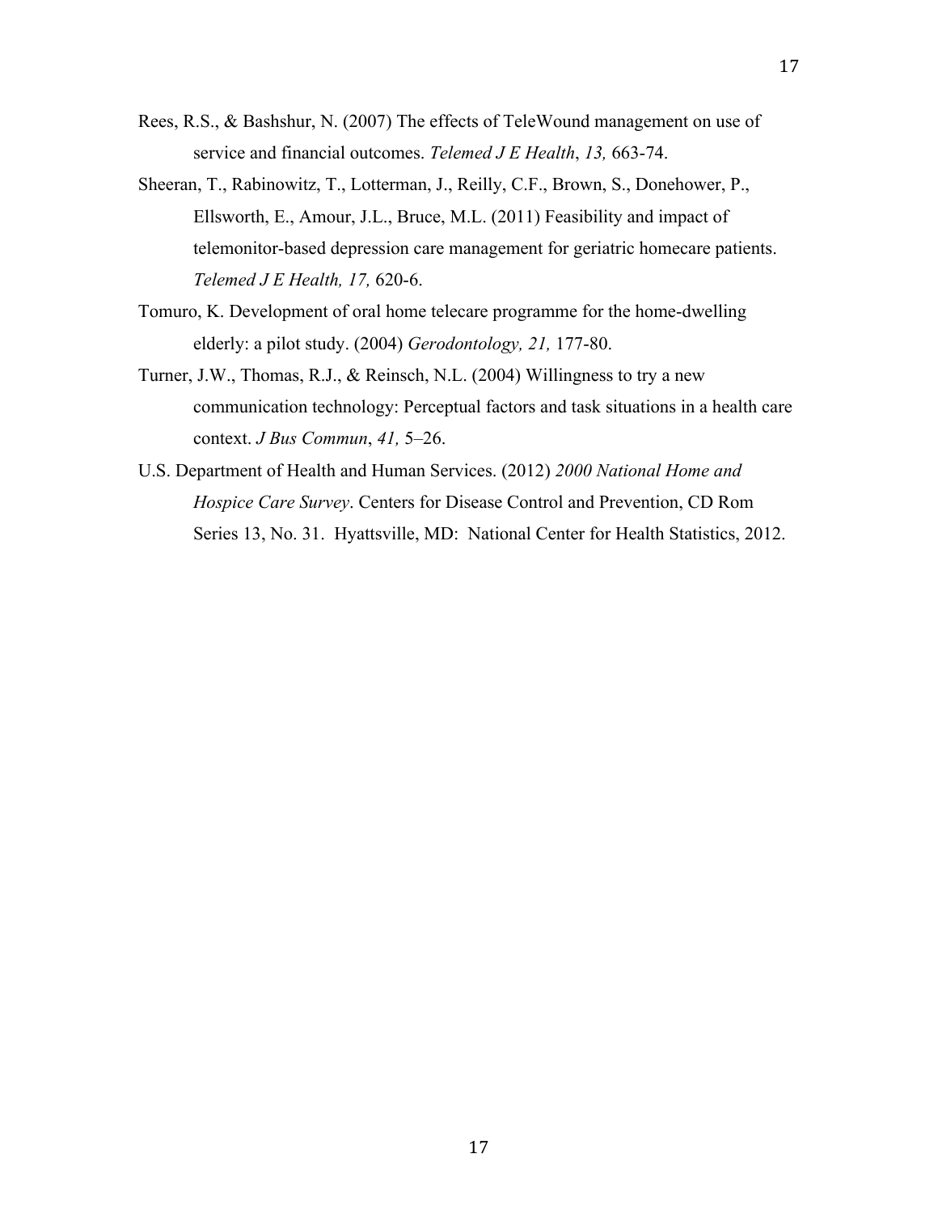Rees, R.S., & Bashshur, N. (2007) The effects of TeleWound management on use of service and financial outcomes. *Telemed J E Health*, *13,* 663-74.

Sheeran, T., Rabinowitz, T., Lotterman, J., Reilly, C.F., Brown, S., Donehower, P., Ellsworth, E., Amour, J.L., Bruce, M.L. (2011) Feasibility and impact of telemonitor-based depression care management for geriatric homecare patients. *Telemed J E Health, 17,* 620-6.

Tomuro, K. Development of oral home telecare programme for the home-dwelling elderly: a pilot study. (2004) *Gerodontology, 21,* 177-80.

Turner, J.W., Thomas, R.J., & Reinsch, N.L. (2004) Willingness to try a new communication technology: Perceptual factors and task situations in a health care context. *J Bus Commun*, *41,* 5–26.

U.S. Department of Health and Human Services. (2012) *2000 National Home and Hospice Care Survey*. Centers for Disease Control and Prevention, CD Rom Series 13, No. 31. Hyattsville, MD: National Center for Health Statistics, 2012.